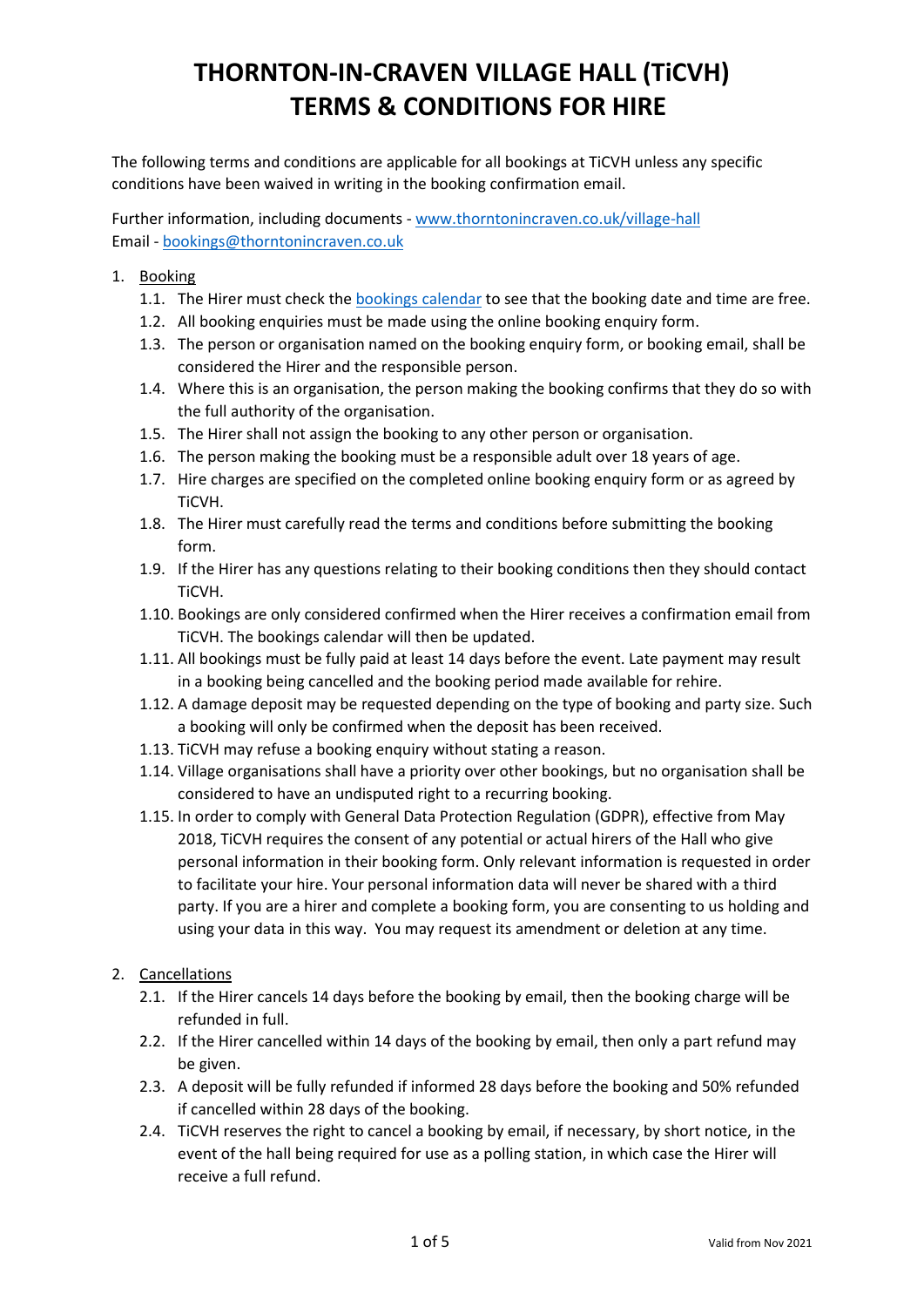# THORNTON-IN-CRAVEN VILLAGE HALL (TiCVH)
# TERMS & CONDITIONS FOR HIRE

The following terms and conditions are applicable for all bookings at TiCVH unless any specific conditions have been waived in writing in the booking confirmation email.

Further information, including documents - [www.thorntonincraven.co.uk/village-hall](www.thorntonincraven.co.uk/village-hall)
Email - [bookings@thorntonincraven.co.uk](mailto:bookings@thorntonincraven.co.uk)

1. Booking
   1.1. The Hirer must check the bookings calendar to see that the booking date and time are free.
   1.2. All booking enquiries must be made using the online booking enquiry form.
   1.3. The person or organisation named on the booking enquiry form, or booking email, shall be considered the Hirer and the responsible person.
   1.4. Where this is an organisation, the person making the booking confirms that they do so with the full authority of the organisation.
   1.5. The Hirer shall not assign the booking to any other person or organisation.
   1.6. The person making the booking must be a responsible adult over 18 years of age.
   1.7. Hire charges are specified on the completed online booking enquiry form or as agreed by TiCVH.
   1.8. The Hirer must carefully read the terms and conditions before submitting the booking form.
   1.9. If the Hirer has any questions relating to their booking conditions then they should contact TiCVH.
   1.10. Bookings are only considered confirmed when the Hirer receives a confirmation email from TiCVH. The bookings calendar will then be updated.
   1.11. All bookings must be fully paid at least 14 days before the event. Late payment may result in a booking being cancelled and the booking period made available for rehire.
   1.12. A damage deposit may be requested depending on the type of booking and party size. Such a booking will only be confirmed when the deposit has been received.
   1.13. TiCVH may refuse a booking enquiry without stating a reason.
   1.14. Village organisations shall have a priority over other bookings, but no organisation shall be considered to have an undisputed right to a recurring booking.
   1.15. In order to comply with General Data Protection Regulation (GDPR), effective from May 2018, TiCVH requires the consent of any potential or actual hirers of the Hall who give personal information in their booking form. Only relevant information is requested in order to facilitate your hire. Your personal information data will never be shared with a third party. If you are a hirer and complete a booking form, you are consenting to us holding and using your data in this way. You may request its amendment or deletion at any time.

2. Cancellations
   2.1. If the Hirer cancels 14 days before the booking by email, then the booking charge will be refunded in full.
   2.2. If the Hirer cancelled within 14 days of the booking by email, then only a part refund may be given.
   2.3. A deposit will be fully refunded if informed 28 days before the booking and 50% refunded if cancelled within 28 days of the booking.
   2.4. TiCVH reserves the right to cancel a booking by email, if necessary, by short notice, in the event of the hall being required for use as a polling station, in which case the Hirer will receive a full refund.

Valid from Nov 2021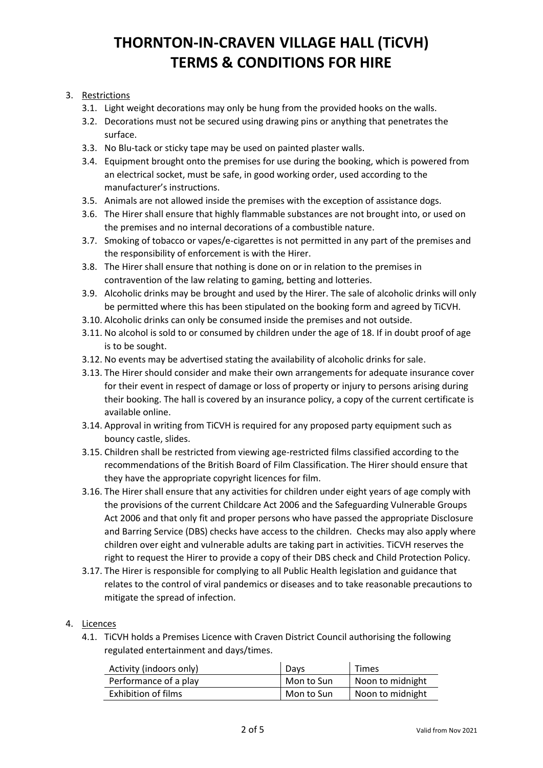# THORNTON-IN-CRAVEN VILLAGE HALL (TiCVH) TERMS & CONDITIONS FOR HIRE

3. Restrictions
   - 3.1. Light weight decorations may only be hung from the provided hooks on the walls.
   - 3.2. Decorations must not be secured using drawing pins or anything that penetrates the surface.
   - 3.3. No Blu-tack or sticky tape may be used on painted plaster walls.
   - 3.4. Equipment brought onto the premises for use during the booking, which is powered from an electrical socket, must be safe, in good working order, used according to the manufacturer's instructions.
   - 3.5. Animals are not allowed inside the premises with the exception of assistance dogs.
   - 3.6. The Hirer shall ensure that highly flammable substances are not brought into, or used on the premises and no internal decorations of a combustible nature.
   - 3.7. Smoking of tobacco or vapes/e-cigarettes is not permitted in any part of the premises and the responsibility of enforcement is with the Hirer.
   - 3.8. The Hirer shall ensure that nothing is done on or in relation to the premises in contravention of the law relating to gaming, betting and lotteries.
   - 3.9. Alcoholic drinks may be brought and used by the Hirer. The sale of alcoholic drinks will only be permitted where this has been stipulated on the booking form and agreed by TiCVH.
   - 3.10. Alcoholic drinks can only be consumed inside the premises and not outside.
   - 3.11. No alcohol is sold to or consumed by children under the age of 18. If in doubt proof of age is to be sought.
   - 3.12. No events may be advertised stating the availability of alcoholic drinks for sale.
   - 3.13. The Hirer should consider and make their own arrangements for adequate insurance cover for their event in respect of damage or loss of property or injury to persons arising during their booking. The hall is covered by an insurance policy, a copy of the current certificate is available online.
   - 3.14. Approval in writing from TiCVH is required for any proposed party equipment such as bouncy castle, slides.
   - 3.15. Children shall be restricted from viewing age-restricted films classified according to the recommendations of the British Board of Film Classification. The Hirer should ensure that they have the appropriate copyright licences for film.
   - 3.16. The Hirer shall ensure that any activities for children under eight years of age comply with the provisions of the current Childcare Act 2006 and the Safeguarding Vulnerable Groups Act 2006 and that only fit and proper persons who have passed the appropriate Disclosure and Barring Service (DBS) checks have access to the children. Checks may also apply where children over eight and vulnerable adults are taking part in activities. TiCVH reserves the right to request the Hirer to provide a copy of their DBS check and Child Protection Policy.
   - 3.17. The Hirer is responsible for complying to all Public Health legislation and guidance that relates to the control of viral pandemics or diseases and to take reasonable precautions to mitigate the spread of infection.

4. Licences
   - 4.1. TiCVH holds a Premises Licence with Craven District Council authorising the following regulated entertainment and days/times.

| Activity (indoors only) | Days | Times |
|---|---|---|
| Performance of a play | Mon to Sun | Noon to midnight |
| Exhibition of films | Mon to Sun | Noon to midnight |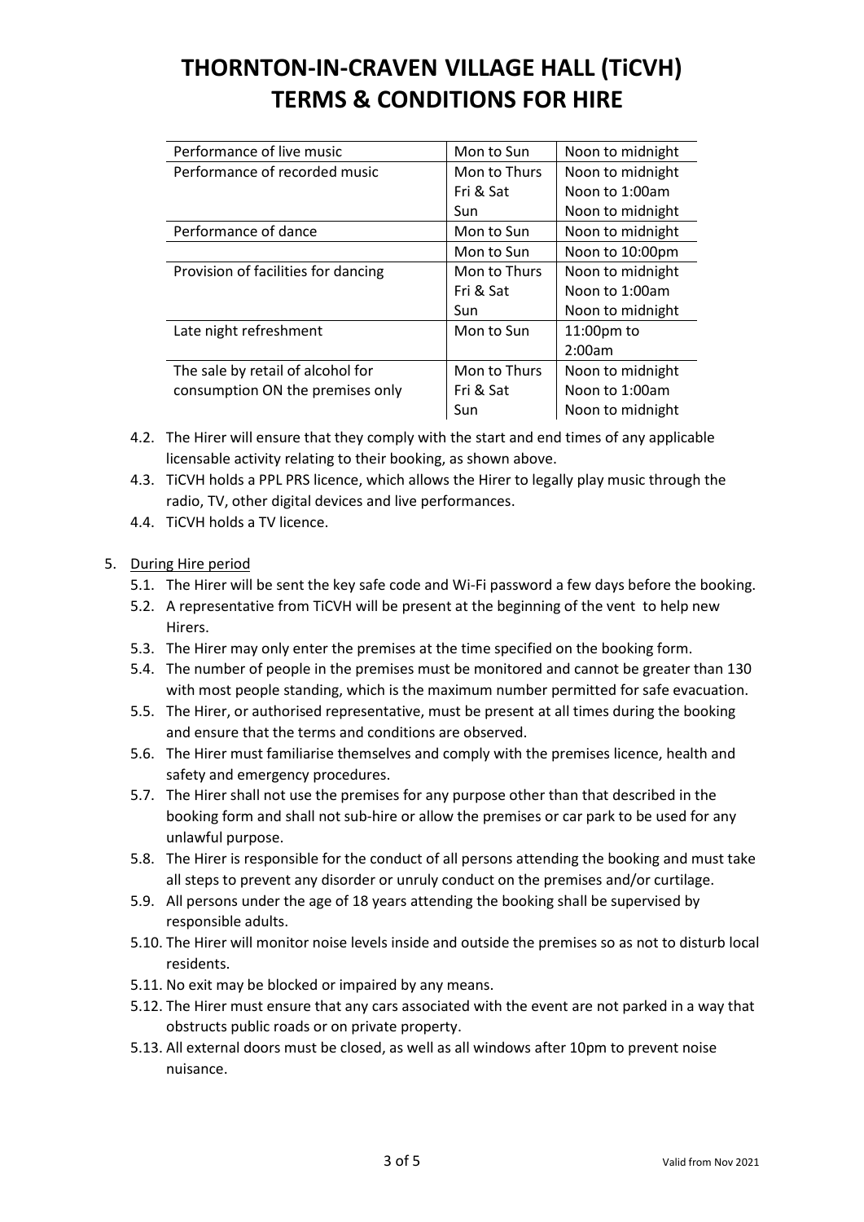# THORNTON-IN-CRAVEN VILLAGE HALL (TiCVH) TERMS & CONDITIONS FOR HIRE

| | | |
|---|---|---|
| Performance of live music | Mon to Sun | Noon to midnight |
| Performance of recorded music | Mon to Thurs | Noon to midnight |
| | Fri & Sat | Noon to 1:00am |
| | Sun | Noon to midnight |
| Performance of dance | Mon to Sun | Noon to midnight |
| | Mon to Sun | Noon to 10:00pm |
| Provision of facilities for dancing | Mon to Thurs | Noon to midnight |
| | Fri & Sat | Noon to 1:00am |
| | Sun | Noon to midnight |
| Late night refreshment | Mon to Sun | 11:00pm to 2:00am |
| The sale by retail of alcohol for consumption ON the premises only | Mon to Thurs | Noon to midnight |
| | Fri & Sat | Noon to 1:00am |
| | Sun | Noon to midnight |

4.2. The Hirer will ensure that they comply with the start and end times of any applicable licensable activity relating to their booking, as shown above.

4.3. TiCVH holds a PPL PRS licence, which allows the Hirer to legally play music through the radio, TV, other digital devices and live performances.

4.4. TiCVH holds a TV licence.

5. <u>During Hire period</u>

5.1. The Hirer will be sent the key safe code and Wi-Fi password a few days before the booking.

5.2. A representative from TiCVH will be present at the beginning of the vent to help new Hirers.

5.3. The Hirer may only enter the premises at the time specified on the booking form.

5.4. The number of people in the premises must be monitored and cannot be greater than 130 with most people standing, which is the maximum number permitted for safe evacuation.

5.5. The Hirer, or authorised representative, must be present at all times during the booking and ensure that the terms and conditions are observed.

5.6. The Hirer must familiarise themselves and comply with the premises licence, health and safety and emergency procedures.

5.7. The Hirer shall not use the premises for any purpose other than that described in the booking form and shall not sub-hire or allow the premises or car park to be used for any unlawful purpose.

5.8. The Hirer is responsible for the conduct of all persons attending the booking and must take all steps to prevent any disorder or unruly conduct on the premises and/or curtilage.

5.9. All persons under the age of 18 years attending the booking shall be supervised by responsible adults.

5.10. The Hirer will monitor noise levels inside and outside the premises so as not to disturb local residents.

5.11. No exit may be blocked or impaired by any means.

5.12. The Hirer must ensure that any cars associated with the event are not parked in a way that obstructs public roads or on private property.

5.13. All external doors must be closed, as well as all windows after 10pm to prevent noise nuisance.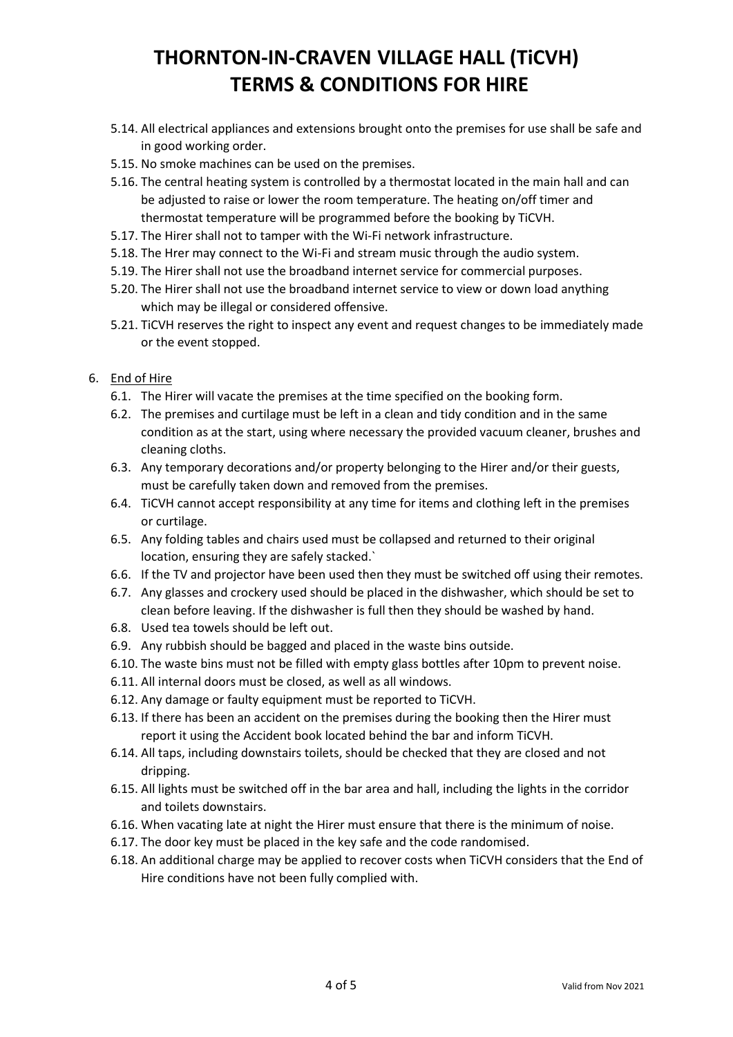5.14. All electrical appliances and extensions brought onto the premises for use shall be safe and in good working order.

5.15. No smoke machines can be used on the premises.

5.16. The central heating system is controlled by a thermostat located in the main hall and can be adjusted to raise or lower the room temperature. The heating on/off timer and thermostat temperature will be programmed before the booking by TiCVH.

5.17. The Hirer shall not to tamper with the Wi-Fi network infrastructure.

5.18. The Hrer may connect to the Wi-Fi and stream music through the audio system.

5.19. The Hirer shall not use the broadband internet service for commercial purposes.

5.20. The Hirer shall not use the broadband internet service to view or down load anything which may be illegal or considered offensive.

5.21. TiCVH reserves the right to inspect any event and request changes to be immediately made or the event stopped.

6. <u>End of Hire</u>

6.1. The Hirer will vacate the premises at the time specified on the booking form.

6.2. The premises and curtilage must be left in a clean and tidy condition and in the same condition as at the start, using where necessary the provided vacuum cleaner, brushes and cleaning cloths.

6.3. Any temporary decorations and/or property belonging to the Hirer and/or their guests, must be carefully taken down and removed from the premises.

6.4. TiCVH cannot accept responsibility at any time for items and clothing left in the premises or curtilage.

6.5. Any folding tables and chairs used must be collapsed and returned to their original location, ensuring they are safely stacked.`

6.6. If the TV and projector have been used then they must be switched off using their remotes.

6.7. Any glasses and crockery used should be placed in the dishwasher, which should be set to clean before leaving. If the dishwasher is full then they should be washed by hand.

6.8. Used tea towels should be left out.

6.9. Any rubbish should be bagged and placed in the waste bins outside.

6.10. The waste bins must not be filled with empty glass bottles after 10pm to prevent noise.

6.11. All internal doors must be closed, as well as all windows.

6.12. Any damage or faulty equipment must be reported to TiCVH.

6.13. If there has been an accident on the premises during the booking then the Hirer must report it using the Accident book located behind the bar and inform TiCVH.

6.14. All taps, including downstairs toilets, should be checked that they are closed and not dripping.

6.15. All lights must be switched off in the bar area and hall, including the lights in the corridor and toilets downstairs.

6.16. When vacating late at night the Hirer must ensure that there is the minimum of noise.

6.17. The door key must be placed in the key safe and the code randomised.

6.18. An additional charge may be applied to recover costs when TiCVH considers that the End of Hire conditions have not been fully complied with.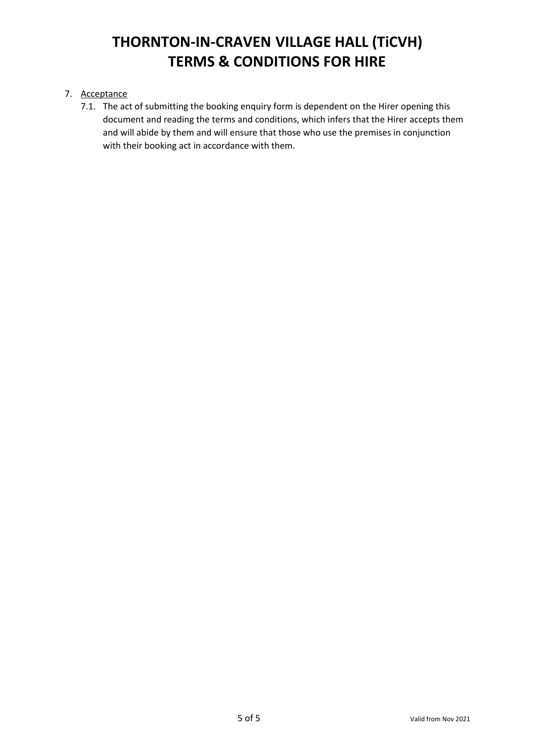# THORNTON-IN-CRAVEN VILLAGE HALL (TiCVH)
# TERMS & CONDITIONS FOR HIRE

7. Acceptance

   7.1. The act of submitting the booking enquiry form is dependent on the Hirer opening this document and reading the terms and conditions, which infers that the Hirer accepts them and will abide by them and will ensure that those who use the premises in conjunction with their booking act in accordance with them.

Valid from Nov 2021